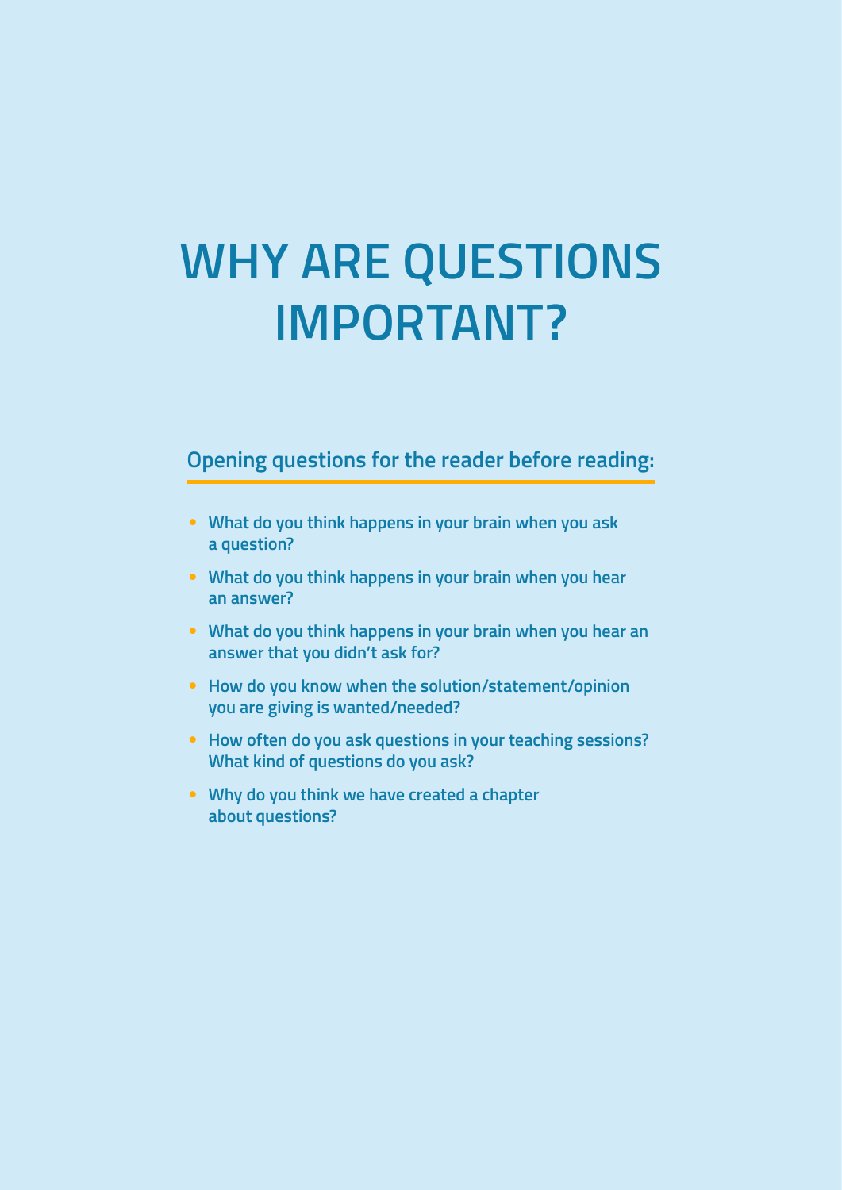# WHY ARE QUESTIONS IMPORTANT?

## Opening questions for the reader before reading:

- **What do you think happens in your brain when you ask a question?**
- **What do you think happens in your brain when you hear an answer?**
- **What do you think happens in your brain when you hear an answer that you didn't ask for?**
- **How do you know when the solution/statement/opinion you are giving is wanted/needed?**
- **How often do you ask questions in your teaching sessions? What kind of questions do you ask?**
- **Why do you think we have created a chapter about questions?**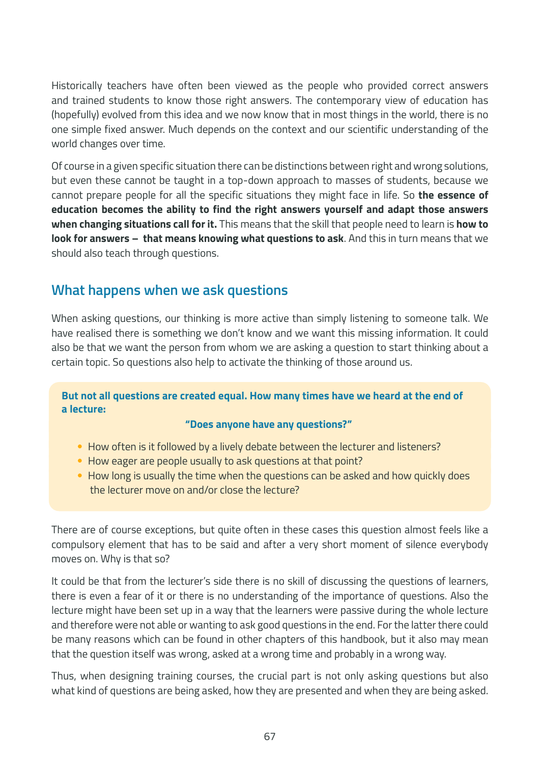Historically teachers have often been viewed as the people who provided correct answers and trained students to know those right answers. The contemporary view of education has (hopefully) evolved from this idea and we now know that in most things in the world, there is no one simple fixed answer. Much depends on the context and our scientific understanding of the world changes over time.

Of course in a given specific situation there can be distinctions between right and wrong solutions, but even these cannot be taught in a top-down approach to masses of students, because we cannot prepare people for all the specific situations they might face in life. So **the essence of education becomes the ability to find the right answers yourself and adapt those answers when changing situations call for it.** This means that the skill that people need to learn is **how to look for answers – that means knowing what questions to ask**. And this in turn means that we should also teach through questions.

## What happens when we ask questions

When asking questions, our thinking is more active than simply listening to someone talk. We have realised there is something we don't know and we want this missing information. It could also be that we want the person from whom we are asking a question to start thinking about a certain topic. So questions also help to activate the thinking of those around us.

**But not all questions are created equal. How many times have we heard at the end of a lecture:**

**"Does anyone have any questions?"**

- How often is it followed by a lively debate between the lecturer and listeners?
- How eager are people usually to ask questions at that point?
- How long is usually the time when the questions can be asked and how quickly does the lecturer move on and/or close the lecture?

There are of course exceptions, but quite often in these cases this question almost feels like a compulsory element that has to be said and after a very short moment of silence everybody moves on. Why is that so?

It could be that from the lecturer's side there is no skill of discussing the questions of learners, there is even a fear of it or there is no understanding of the importance of questions. Also the lecture might have been set up in a way that the learners were passive during the whole lecture and therefore were not able or wanting to ask good questions in the end. For the latter there could be many reasons which can be found in other chapters of this handbook, but it also may mean that the question itself was wrong, asked at a wrong time and probably in a wrong way.

Thus, when designing training courses, the crucial part is not only asking questions but also what kind of questions are being asked, how they are presented and when they are being asked.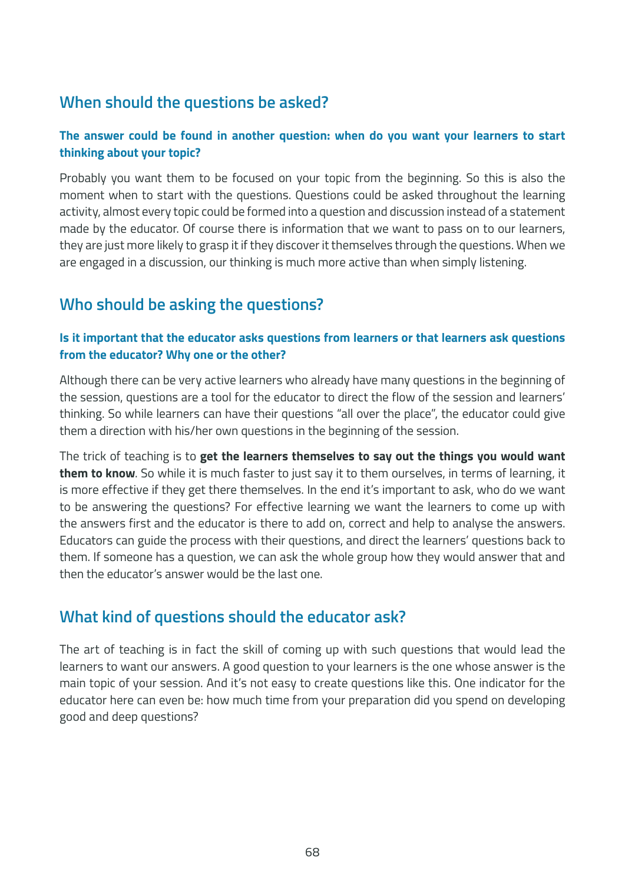## When should the questions be asked?

**The answer could be found in another question: when do you want your learners to start thinking about your topic?**

Probably you want them to be focused on your topic from the beginning. So this is also the moment when to start with the questions. Questions could be asked throughout the learning activity, almost every topic could be formed into a question and discussion instead of a statement made by the educator. Of course there is information that we want to pass on to our learners, they are just more likely to grasp it if they discover it themselves through the questions. When we are engaged in a discussion, our thinking is much more active than when simply listening.

## Who should be asking the questions?

**Is it important that the educator asks questions from learners or that learners ask questions from the educator? Why one or the other?**

Although there can be very active learners who already have many questions in the beginning of the session, questions are a tool for the educator to direct the flow of the session and learners' thinking. So while learners can have their questions "all over the place", the educator could give them a direction with his/her own questions in the beginning of the session.

The trick of teaching is to **get the learners themselves to say out the things you would want them to know**. So while it is much faster to just say it to them ourselves, in terms of learning, it is more effective if they get there themselves. In the end it's important to ask, who do we want to be answering the questions? For effective learning we want the learners to come up with the answers first and the educator is there to add on, correct and help to analyse the answers. Educators can guide the process with their questions, and direct the learners' questions back to them. If someone has a question, we can ask the whole group how they would answer that and then the educator's answer would be the last one.

## What kind of questions should the educator ask?

The art of teaching is in fact the skill of coming up with such questions that would lead the learners to want our answers. A good question to your learners is the one whose answer is the main topic of your session. And it's not easy to create questions like this. One indicator for the educator here can even be: how much time from your preparation did you spend on developing good and deep questions?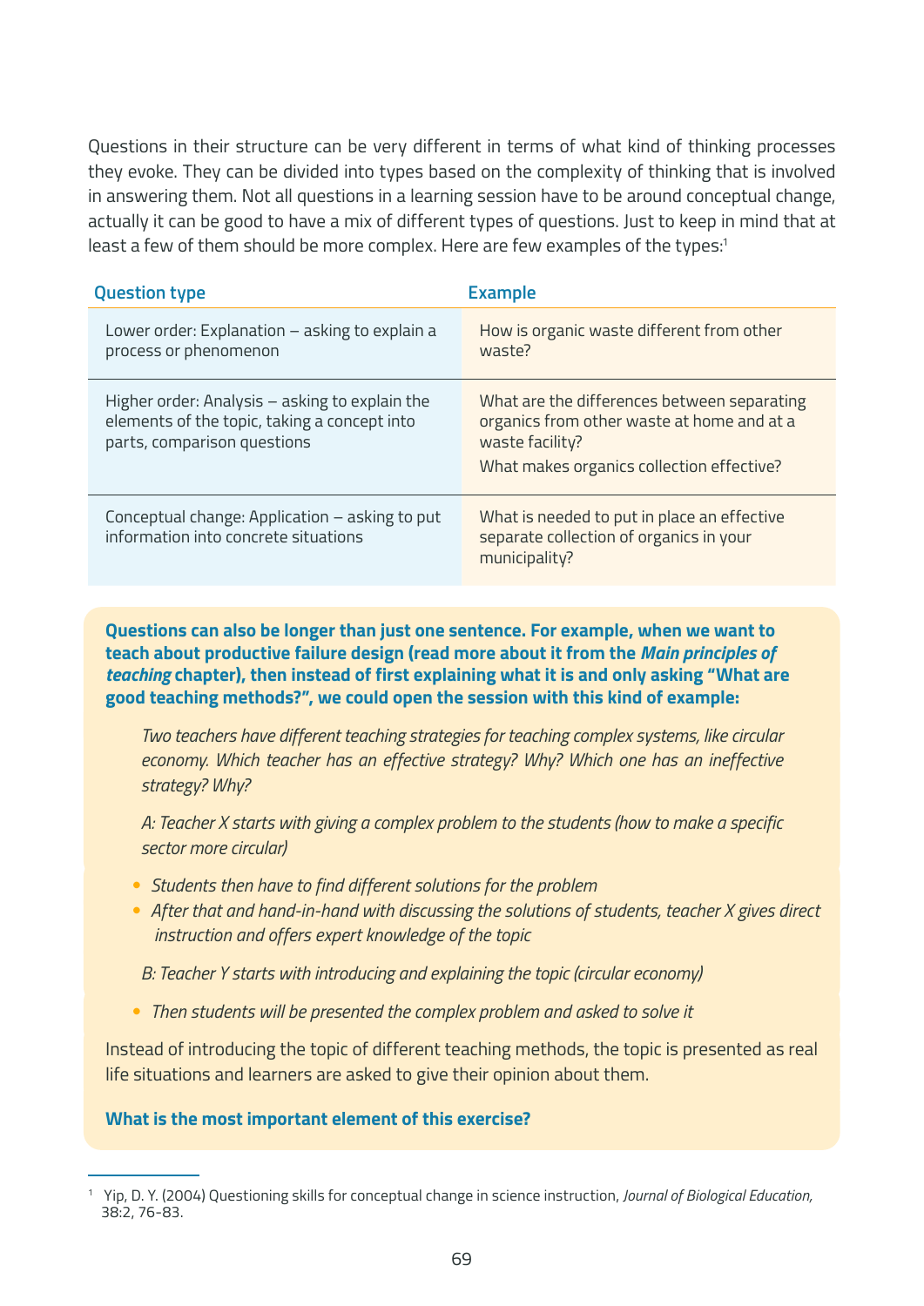Questions in their structure can be very different in terms of what kind of thinking processes they evoke. They can be divided into types based on the complexity of thinking that is involved in answering them. Not all questions in a learning session have to be around conceptual change, actually it can be good to have a mix of different types of questions. Just to keep in mind that at least a few of them should be more complex. Here are few examples of the types:[1]

| Question type | Example |
| --- | --- |
| Lower order: Explanation – asking to explain a process or phenomenon | How is organic waste different from other waste? |
| Higher order: Analysis – asking to explain the elements of the topic, taking a concept into parts, comparison questions | What are the differences between separating organics from other waste at home and at a waste facility?<br>What makes organics collection effective? |
| Conceptual change: Application – asking to put information into concrete situations | What is needed to put in place an effective separate collection of organics in your municipality? |

**Questions can also be longer than just one sentence. For example, when we want to teach about productive failure design (read more about it from the *Main principles of teaching* chapter), then instead of first explaining what it is and only asking "What are good teaching methods?", we could open the session with this kind of example:**

*Two teachers have different teaching strategies for teaching complex systems, like circular economy. Which teacher has an effective strategy? Why? Which one has an ineffective strategy? Why?*

*A: Teacher X starts with giving a complex problem to the students (how to make a specific sector more circular)*

- *Students then have to find different solutions for the problem*
- *After that and hand-in-hand with discussing the solutions of students, teacher X gives direct instruction and offers expert knowledge of the topic*

*B: Teacher Y starts with introducing and explaining the topic (circular economy)*

- *Then students will be presented the complex problem and asked to solve it*

Instead of introducing the topic of different teaching methods, the topic is presented as real life situations and learners are asked to give their opinion about them.

**What is the most important element of this exercise?**

---

[1] Yip, D. Y. (2004) Questioning skills for conceptual change in science instruction, *Journal of Biological Education,* 38:2, 76-83.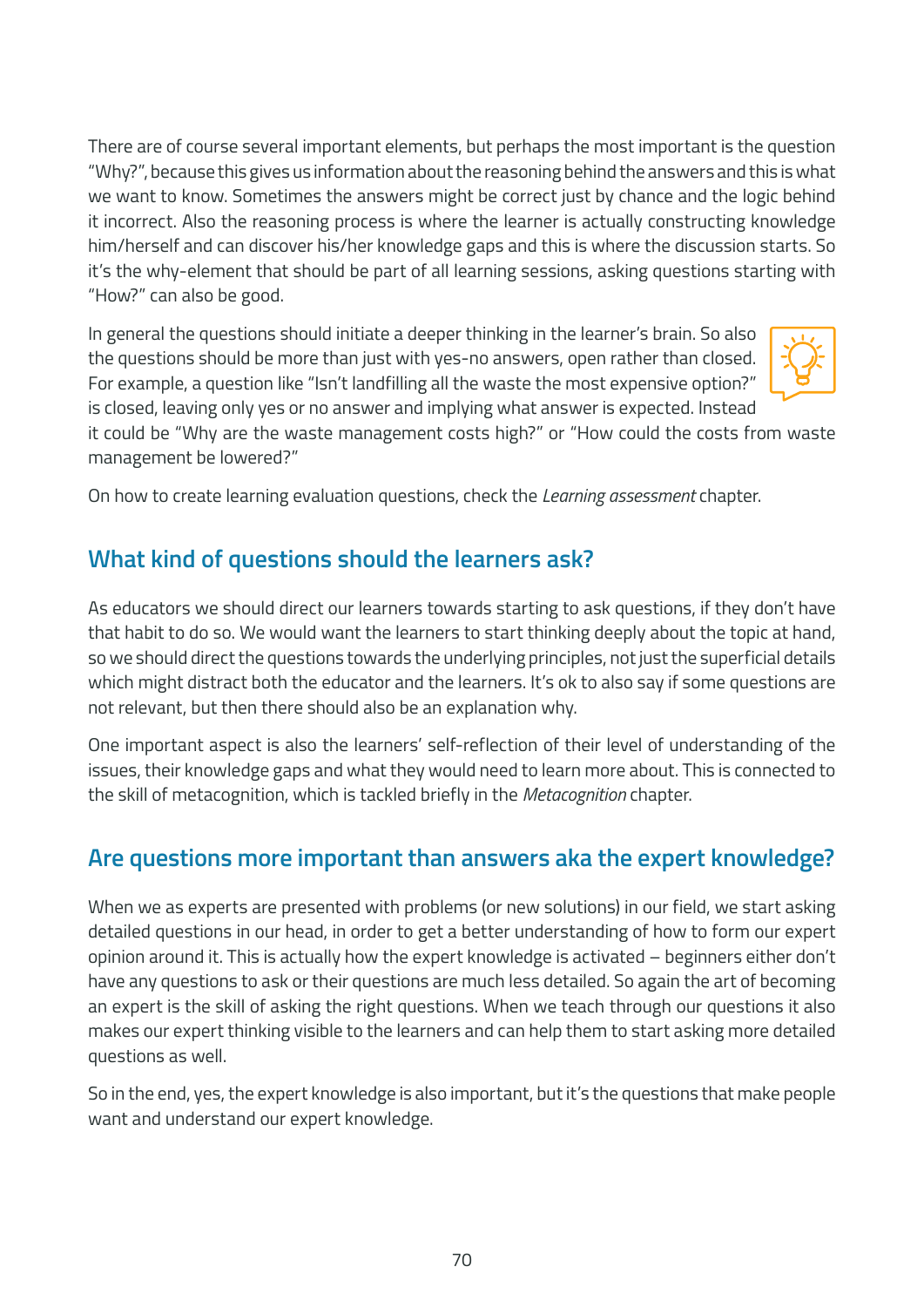There are of course several important elements, but perhaps the most important is the question "Why?", because this gives us information about the reasoning behind the answers and this is what we want to know. Sometimes the answers might be correct just by chance and the logic behind it incorrect. Also the reasoning process is where the learner is actually constructing knowledge him/herself and can discover his/her knowledge gaps and this is where the discussion starts. So it's the why-element that should be part of all learning sessions, asking questions starting with "How?" can also be good.

In general the questions should initiate a deeper thinking in the learner's brain. So also the questions should be more than just with yes-no answers, open rather than closed. For example, a question like "Isn't landfilling all the waste the most expensive option?" is closed, leaving only yes or no answer and implying what answer is expected. Instead it could be "Why are the waste management costs high?" or "How could the costs from waste management be lowered?"

On how to create learning evaluation questions, check the *Learning assessment* chapter.

## What kind of questions should the learners ask?

As educators we should direct our learners towards starting to ask questions, if they don't have that habit to do so. We would want the learners to start thinking deeply about the topic at hand, so we should direct the questions towards the underlying principles, not just the superficial details which might distract both the educator and the learners. It's ok to also say if some questions are not relevant, but then there should also be an explanation why.

One important aspect is also the learners' self-reflection of their level of understanding of the issues, their knowledge gaps and what they would need to learn more about. This is connected to the skill of metacognition, which is tackled briefly in the *Metacognition* chapter.

## Are questions more important than answers aka the expert knowledge?

When we as experts are presented with problems (or new solutions) in our field, we start asking detailed questions in our head, in order to get a better understanding of how to form our expert opinion around it. This is actually how the expert knowledge is activated – beginners either don't have any questions to ask or their questions are much less detailed. So again the art of becoming an expert is the skill of asking the right questions. When we teach through our questions it also makes our expert thinking visible to the learners and can help them to start asking more detailed questions as well.

So in the end, yes, the expert knowledge is also important, but it's the questions that make people want and understand our expert knowledge.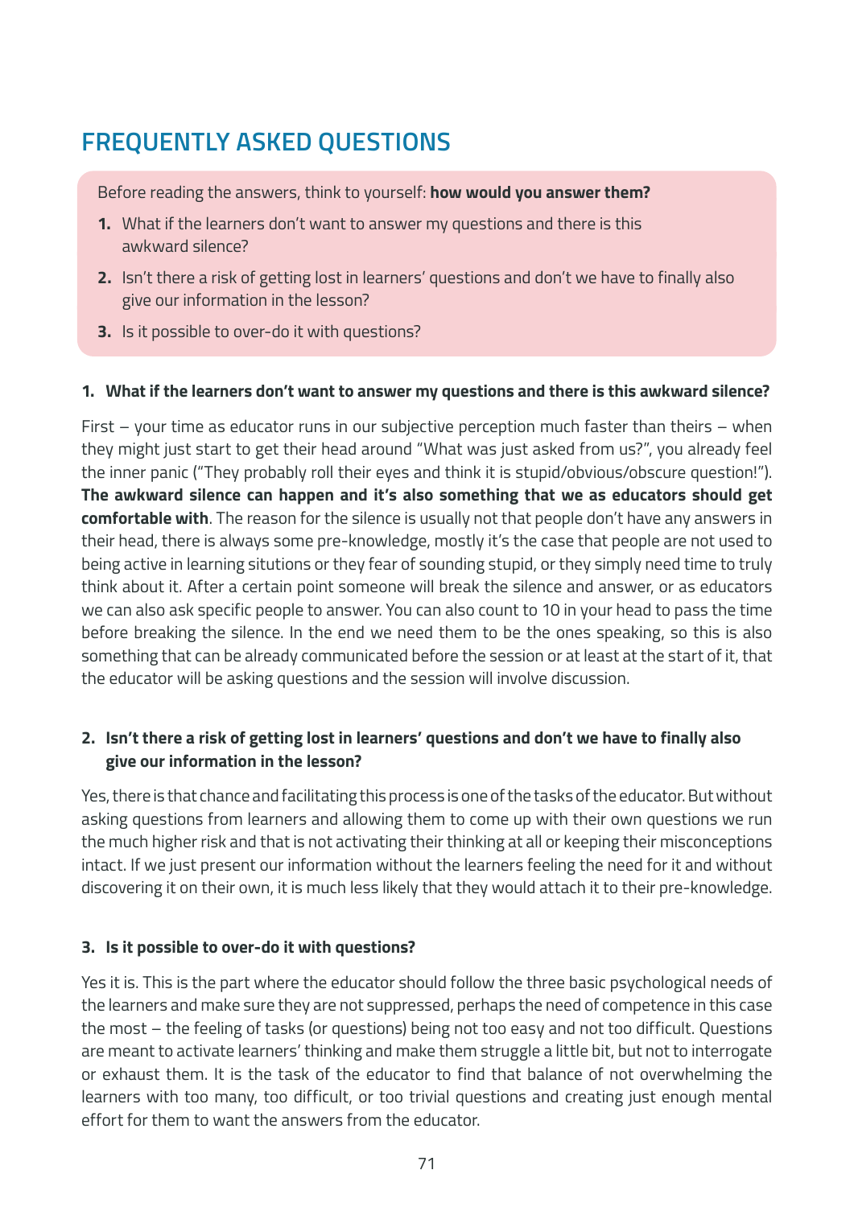# FREQUENTLY ASKED QUESTIONS

Before reading the answers, think to yourself: **how would you answer them?**

1. What if the learners don't want to answer my questions and there is this awkward silence?
2. Isn't there a risk of getting lost in learners' questions and don't we have to finally also give our information in the lesson?
3. Is it possible to over-do it with questions?

### 1. What if the learners don't want to answer my questions and there is this awkward silence?

First – your time as educator runs in our subjective perception much faster than theirs – when they might just start to get their head around "What was just asked from us?", you already feel the inner panic ("They probably roll their eyes and think it is stupid/obvious/obscure question!"). **The awkward silence can happen and it's also something that we as educators should get comfortable with**. The reason for the silence is usually not that people don't have any answers in their head, there is always some pre-knowledge, mostly it's the case that people are not used to being active in learning situtions or they fear of sounding stupid, or they simply need time to truly think about it. After a certain point someone will break the silence and answer, or as educators we can also ask specific people to answer. You can also count to 10 in your head to pass the time before breaking the silence. In the end we need them to be the ones speaking, so this is also something that can be already communicated before the session or at least at the start of it, that the educator will be asking questions and the session will involve discussion.

### 2. Isn't there a risk of getting lost in learners' questions and don't we have to finally also give our information in the lesson?

Yes, there is that chance and facilitating this process is one of the tasks of the educator. But without asking questions from learners and allowing them to come up with their own questions we run the much higher risk and that is not activating their thinking at all or keeping their misconceptions intact. If we just present our information without the learners feeling the need for it and without discovering it on their own, it is much less likely that they would attach it to their pre-knowledge.

### 3. Is it possible to over-do it with questions?

Yes it is. This is the part where the educator should follow the three basic psychological needs of the learners and make sure they are not suppressed, perhaps the need of competence in this case the most – the feeling of tasks (or questions) being not too easy and not too difficult. Questions are meant to activate learners' thinking and make them struggle a little bit, but not to interrogate or exhaust them. It is the task of the educator to find that balance of not overwhelming the learners with too many, too difficult, or too trivial questions and creating just enough mental effort for them to want the answers from the educator.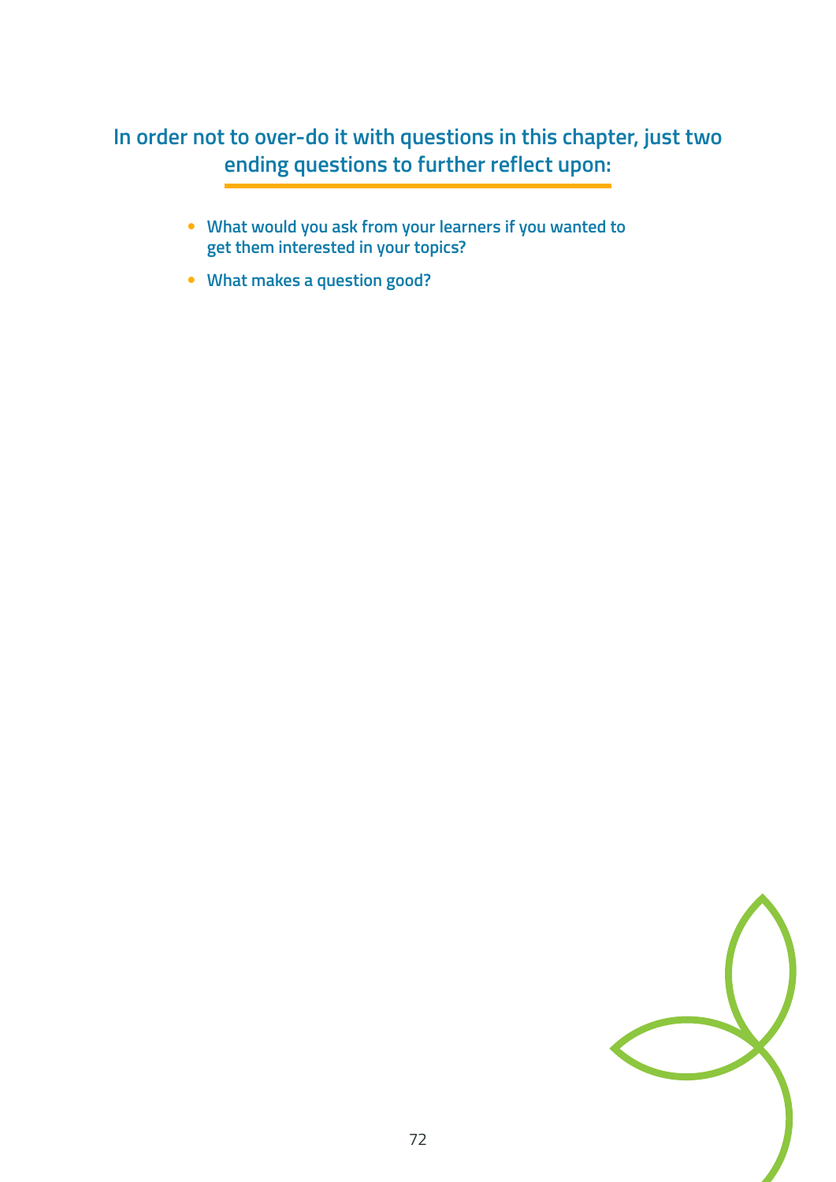## In order not to over-do it with questions in this chapter, just two ending questions to further reflect upon:

- **What would you ask from your learners if you wanted to get them interested in your topics?**
- **What makes a question good?**